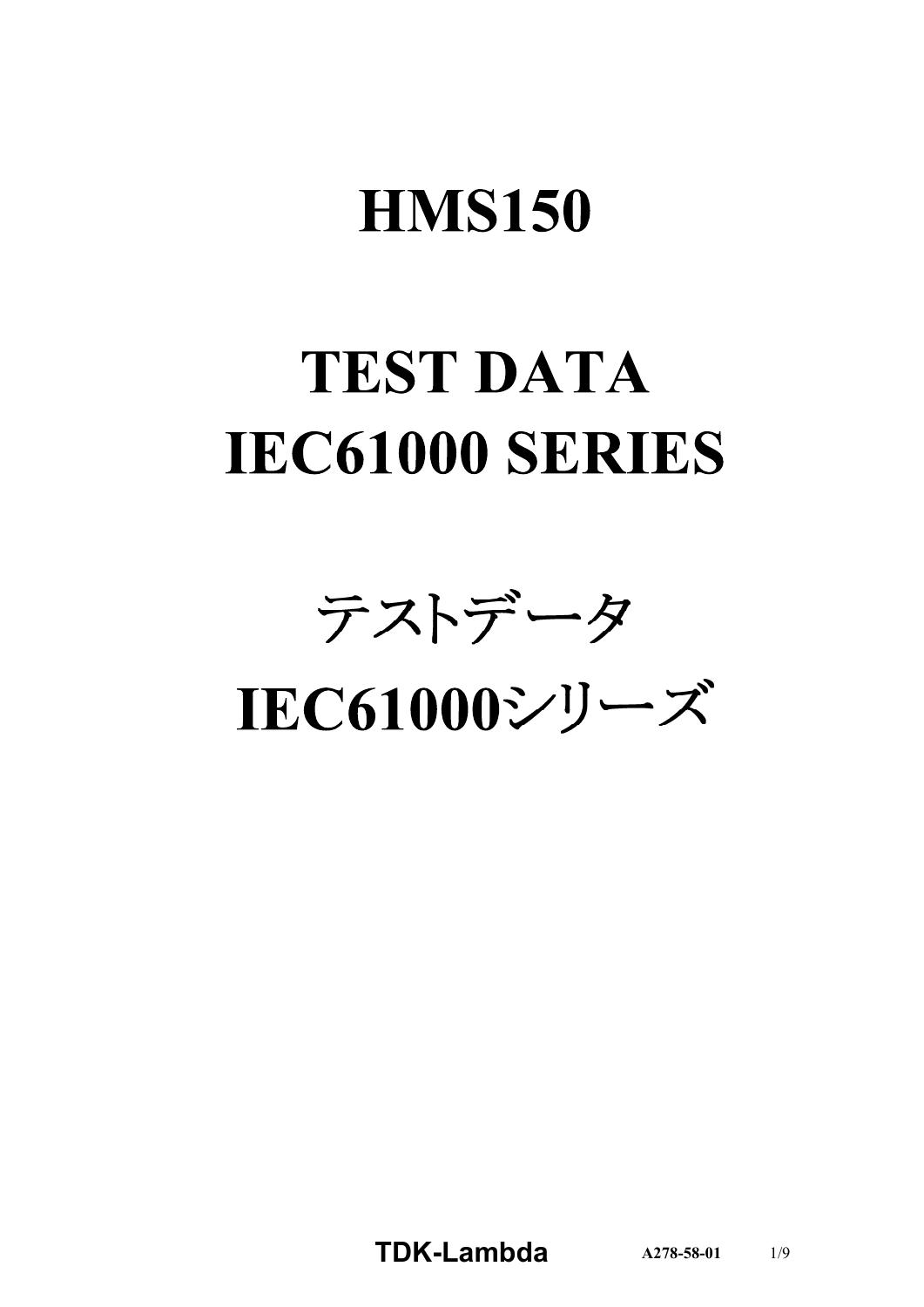# HMS150

# TEST DATA
# IEC61000 SERIES

# テストデータ
# IEC61000シリーズ

**TDK-Lambda** A278-58-01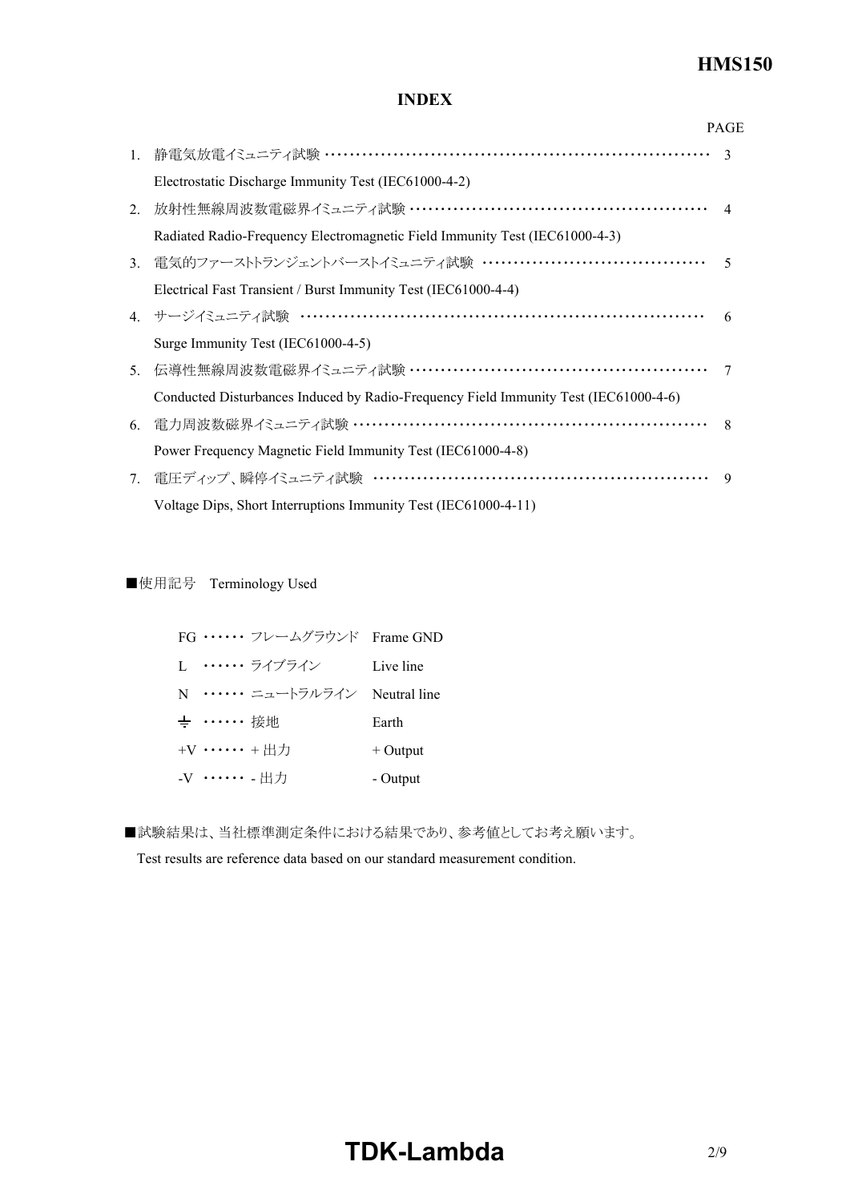# INDEX

| | | PAGE |
|---|---|---|
| 1. | 静電気放電イミュニティ試験 ・・・・・・・・・・・・・・・・・・・・・・・・・・・・・・・・・・・・・・・・・・・・・・・・・・・・・・・・・・・・・・ | 3 |
| | Electrostatic Discharge Immunity Test (IEC61000-4-2) | |
| 2. | 放射性無線周波数電磁界イミュニティ試験 ・・・・・・・・・・・・・・・・・・・・・・・・・・・・・・・・・・・・・・・・・・・・・・・・・ | 4 |
| | Radiated Radio-Frequency Electromagnetic Field Immunity Test (IEC61000-4-3) | |
| 3. | 電気的ファーストトランジェントバーストイミュニティ試験 ・・・・・・・・・・・・・・・・・・・・・・・・・・・・・・・・・・・・ | 5 |
| | Electrical Fast Transient / Burst Immunity Test (IEC61000-4-4) | |
| 4. | サージイミュニティ試験 ・・・・・・・・・・・・・・・・・・・・・・・・・・・・・・・・・・・・・・・・・・・・・・・・・・・・・・・・・・・・・・・・ | 6 |
| | Surge Immunity Test (IEC61000-4-5) | |
| 5. | 伝導性無線周波数電磁界イミュニティ試験 ・・・・・・・・・・・・・・・・・・・・・・・・・・・・・・・・・・・・・・・・・・・・・・・・・ | 7 |
| | Conducted Disturbances Induced by Radio-Frequency Field Immunity Test (IEC61000-4-6) | |
| 6. | 電力周波数磁界イミュニティ試験 ・・・・・・・・・・・・・・・・・・・・・・・・・・・・・・・・・・・・・・・・・・・・・・・・・・・・・・・・・・ | 8 |
| | Power Frequency Magnetic Field Immunity Test (IEC61000-4-8) | |
| 7. | 電圧ディップ、瞬停イミュニティ試験 ・・・・・・・・・・・・・・・・・・・・・・・・・・・・・・・・・・・・・・・・・・・・・・・・・・・・・・ | 9 |
| | Voltage Dips, Short Interruptions Immunity Test (IEC61000-4-11) | |

■使用記号　Terminology Used

| | | |
|---|---|---|
| FG ・・・・・・ | フレームグラウンド | Frame GND |
| L ・・・・・・ | ライブライン | Live line |
| N ・・・・・・ | ニュートラルライン | Neutral line |
| ⏚ ・・・・・・ | 接地 | Earth |
| +V ・・・・・・ | + 出力 | + Output |
| -V ・・・・・・ | - 出力 | - Output |

■試験結果は、当社標準測定条件における結果であり、参考値としてお考え願います。

Test results are reference data based on our standard measurement condition.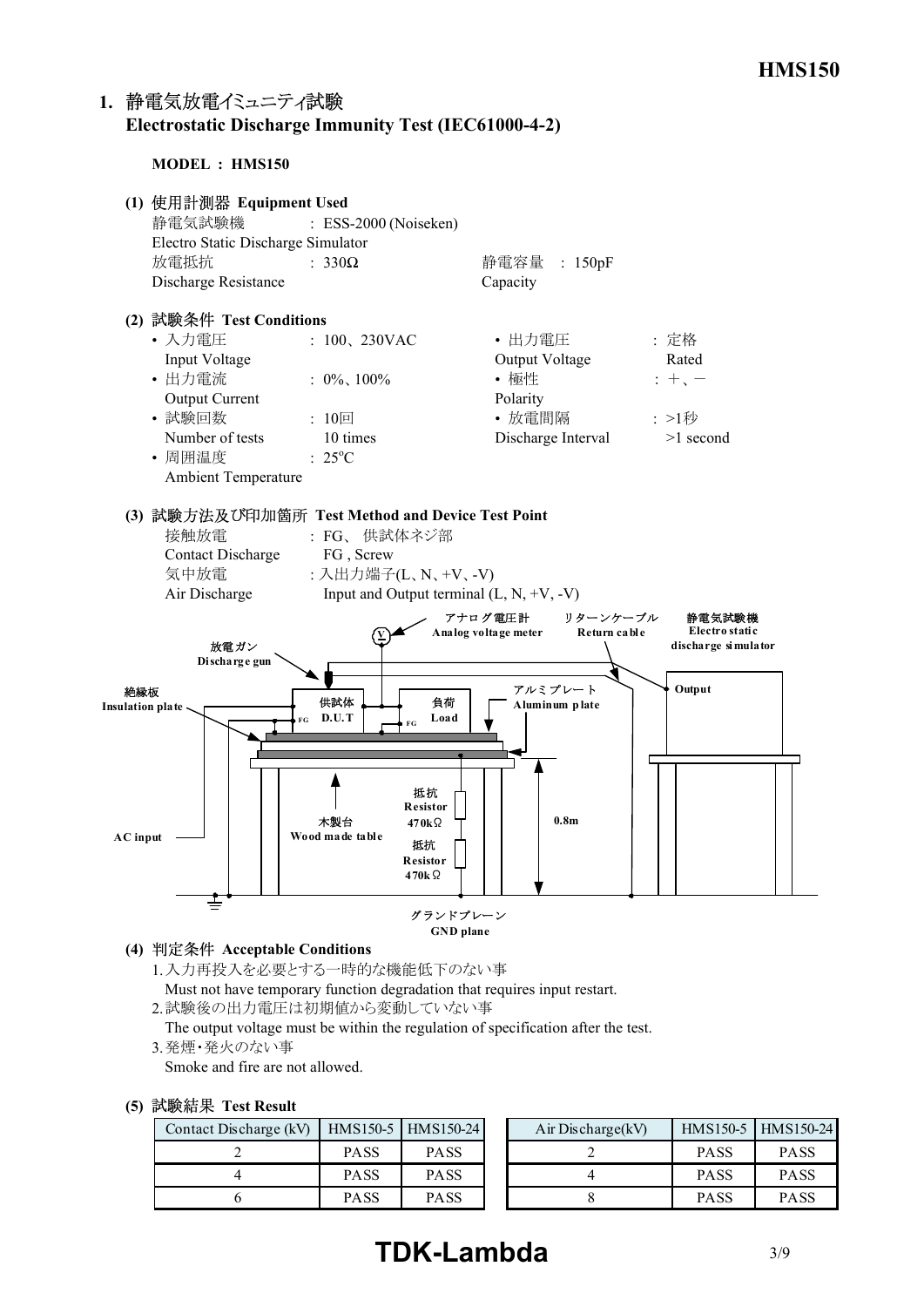# 1. 静電気放電イミュニティ試験 Electrostatic Discharge Immunity Test (IEC61000-4-2)

**MODEL : HMS150**

### (1) 使用計測器 Equipment Used

静電気試験機 Electro Static Discharge Simulator : ESS-2000 (Noiseken)

放電抵抗 Discharge Resistance : 330Ω

静電容量 Capacity : 150pF

### (2) 試験条件 Test Conditions

- 入力電圧 Input Voltage : 100、230VAC
- 出力電圧 Output Voltage : 定格 Rated
- 出力電流 Output Current : 0%、100%
- 極性 Polarity : +、−
- 試験回数 Number of tests : 10回 10 times
- 放電間隔 Discharge Interval : >1秒 >1 second
- 周囲温度 Ambient Temperature : 25°C

### (3) 試験方法及び印加箇所 Test Method and Device Test Point

接触放電 Contact Discharge : FG、供試体ネジ部 FG , Screw

気中放電 Air Discharge : 入出力端子(L、N、+V、-V) Input and Output terminal (L, N, +V, -V)

アナログ電圧計 Analog voltage meter　リターンケーブル Return cable　静電気試験機 Electro static discharge simulator　放電ガン Discharge gun　Output　絶縁板 Insulation plate　供試体 D.U.T　FG　負荷 Load　FG　アルミプレート Aluminum plate　AC input　木製台 Wood made table　抵抗 Resistor 470kΩ　抵抗 Resistor 470kΩ　0.8m　グランドプレーン GND plane

### (4) 判定条件 Acceptable Conditions

1. 入力再投入を必要とする一時的な機能低下のない事
   Must not have temporary function degradation that requires input restart.
2. 試験後の出力電圧は初期値から変動していない事
   The output voltage must be within the regulation of specification after the test.
3. 発煙･発火のない事
   Smoke and fire are not allowed.

### (5) 試験結果 Test Result

| Contact Discharge (kV) | HMS150-5 | HMS150-24 |
|---|---|---|
| 2 | PASS | PASS |
| 4 | PASS | PASS |
| 6 | PASS | PASS |

| Air Discharge(kV) | HMS150-5 | HMS150-24 |
|---|---|---|
| 2 | PASS | PASS |
| 4 | PASS | PASS |
| 8 | PASS | PASS |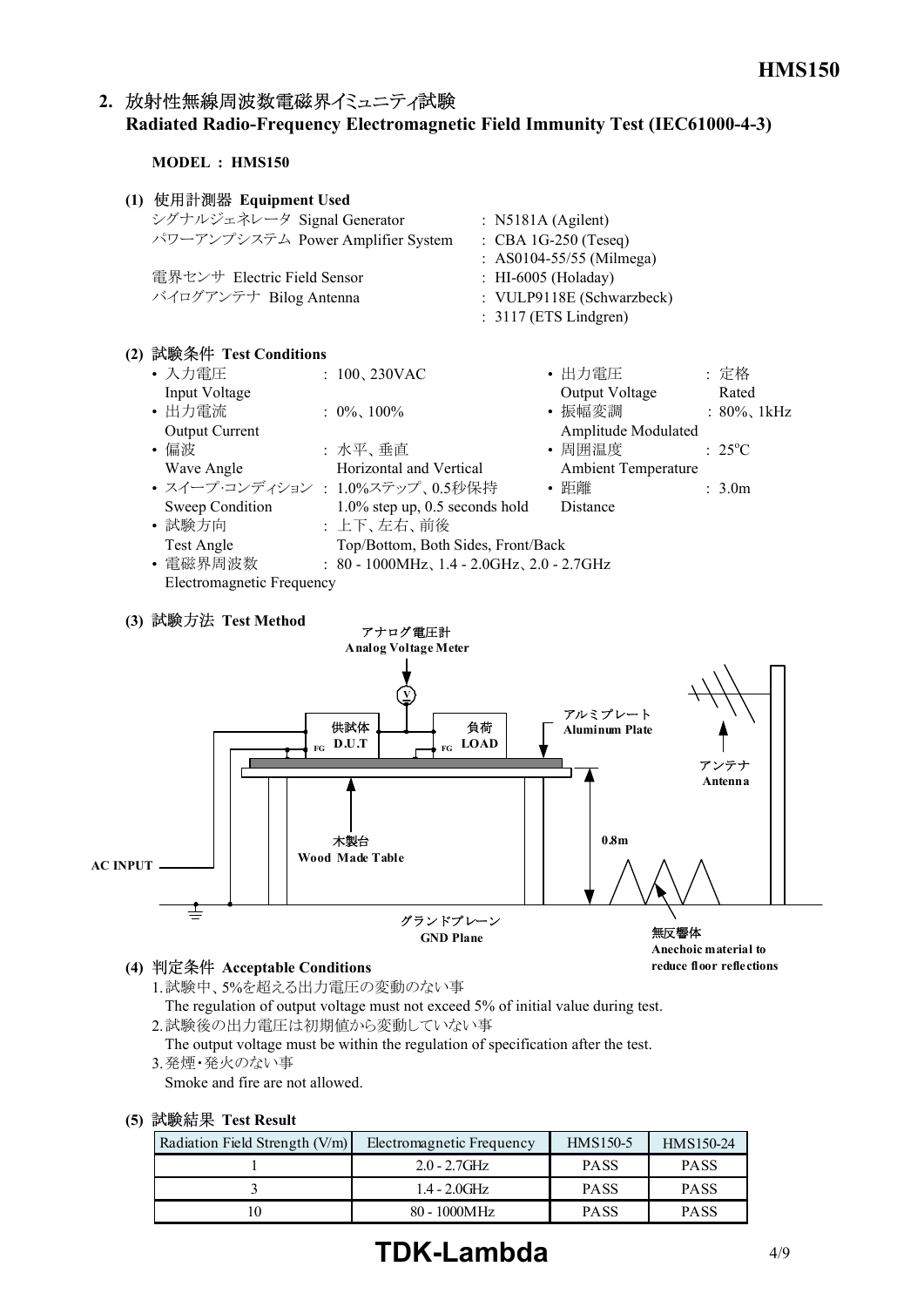## 2. 放射性無線周波数電磁界イミュニティ試験 Radiated Radio-Frequency Electromagnetic Field Immunity Test (IEC61000-4-3)

**MODEL : HMS150**

**(1) 使用計測器 Equipment Used**

シグナルジェネレータ Signal Generator : N5181A (Agilent)
パワーアンプシステム Power Amplifier System : CBA 1G-250 (Teseq)
: AS0104-55/55 (Milmega)
電界センサ Electric Field Sensor : HI-6005 (Holaday)
バイログアンテナ Bilog Antenna : VULP9118E (Schwarzbeck)
: 3117 (ETS Lindgren)

**(2) 試験条件 Test Conditions**

- 入力電圧 Input Voltage : 100、230VAC
- 出力電圧 Output Voltage : 定格 Rated
- 出力電流 Output Current : 0%、100%
- 振幅変調 Amplitude Modulated : 80%、1kHz
- 偏波 Wave Angle : 水平、垂直 Horizontal and Vertical
- 周囲温度 Ambient Temperature : 25°C
- スイープ·コンディション Sweep Condition : 1.0%ステップ、0.5秒保持 1.0% step up, 0.5 seconds hold
- 距離 Distance : 3.0m
- 試験方向 Test Angle : 上下、左右、前後 Top/Bottom, Both Sides, Front/Back
- 電磁界周波数 Electromagnetic Frequency : 80 - 1000MHz、1.4 - 2.0GHz、2.0 - 2.7GHz

**(3) 試験方法 Test Method**

アナログ電圧計 Analog Voltage Meter
供試体 D.U.T
負荷 LOAD
FG
アルミプレート Aluminum Plate
アンテナ Antenna
木製台 Wood Made Table
0.8m
AC INPUT
グランドプレーン GND Plane
無反響体 Anechoic material to reduce floor reflections

**(4) 判定条件 Acceptable Conditions**

1. 試験中、5%を超える出力電圧の変動のない事
   The regulation of output voltage must not exceed 5% of initial value during test.
2. 試験後の出力電圧は初期値から変動していない事
   The output voltage must be within the regulation of specification after the test.
3. 発煙・発火のない事
   Smoke and fire are not allowed.

**(5) 試験結果 Test Result**

| Radiation Field Strength (V/m) | Electromagnetic Frequency | HMS150-5 | HMS150-24 |
|---|---|---|---|
| 1 | 2.0 - 2.7GHz | PASS | PASS |
| 3 | 1.4 - 2.0GHz | PASS | PASS |
| 10 | 80 - 1000MHz | PASS | PASS |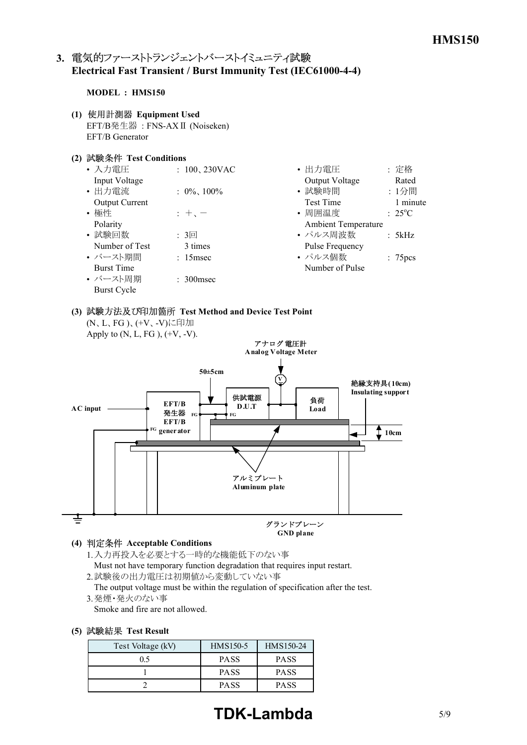## 3. 電気的ファーストトランジェントバーストイミュニティ試験 Electrical Fast Transient / Burst Immunity Test (IEC61000-4-4)

**MODEL : HMS150**

**(1) 使用計測器 Equipment Used**

EFT/B発生器 : FNS-AXⅡ (Noiseken)
EFT/B Generator

**(2) 試験条件 Test Conditions**

- 入力電圧 Input Voltage : 100、230VAC
- 出力電流 Output Current : 0%、100%
- 極性 Polarity : ＋、－
- 試験回数 Number of Test : 3回 3 times
- バースト期間 Burst Time : 15msec
- バースト周期 Burst Cycle : 300msec
- 出力電圧 Output Voltage : 定格 Rated
- 試験時間 Test Time : 1分間 1 minute
- 周囲温度 Ambient Temperature : 25°C
- パルス周波数 Pulse Frequency : 5kHz
- パルス個数 Number of Pulse : 75pcs

**(3) 試験方法及び印加箇所 Test Method and Device Test Point**

(N、L、FG )、(+V、-V)に印加
Apply to (N, L, FG ), (+V, -V).

AC input, EFT/B 発生器 EFT/B generator, FG, 50±5cm, アナログ電圧計 Analog Voltage Meter, 供試電源 D.U.T, 負荷 Load, 絶縁支持具(10cm) Insulating support, 10cm, アルミプレート Aluminum plate, グランドプレーン GND plane

**(4) 判定条件 Acceptable Conditions**

1. 入力再投入を必要とする一時的な機能低下のない事
   Must not have temporary function degradation that requires input restart.
2. 試験後の出力電圧は初期値から変動していない事
   The output voltage must be within the regulation of specification after the test.
3. 発煙・発火のない事
   Smoke and fire are not allowed.

**(5) 試験結果 Test Result**

| Test Voltage (kV) | HMS150-5 | HMS150-24 |
|---|---|---|
| 0.5 | PASS | PASS |
| 1 | PASS | PASS |
| 2 | PASS | PASS |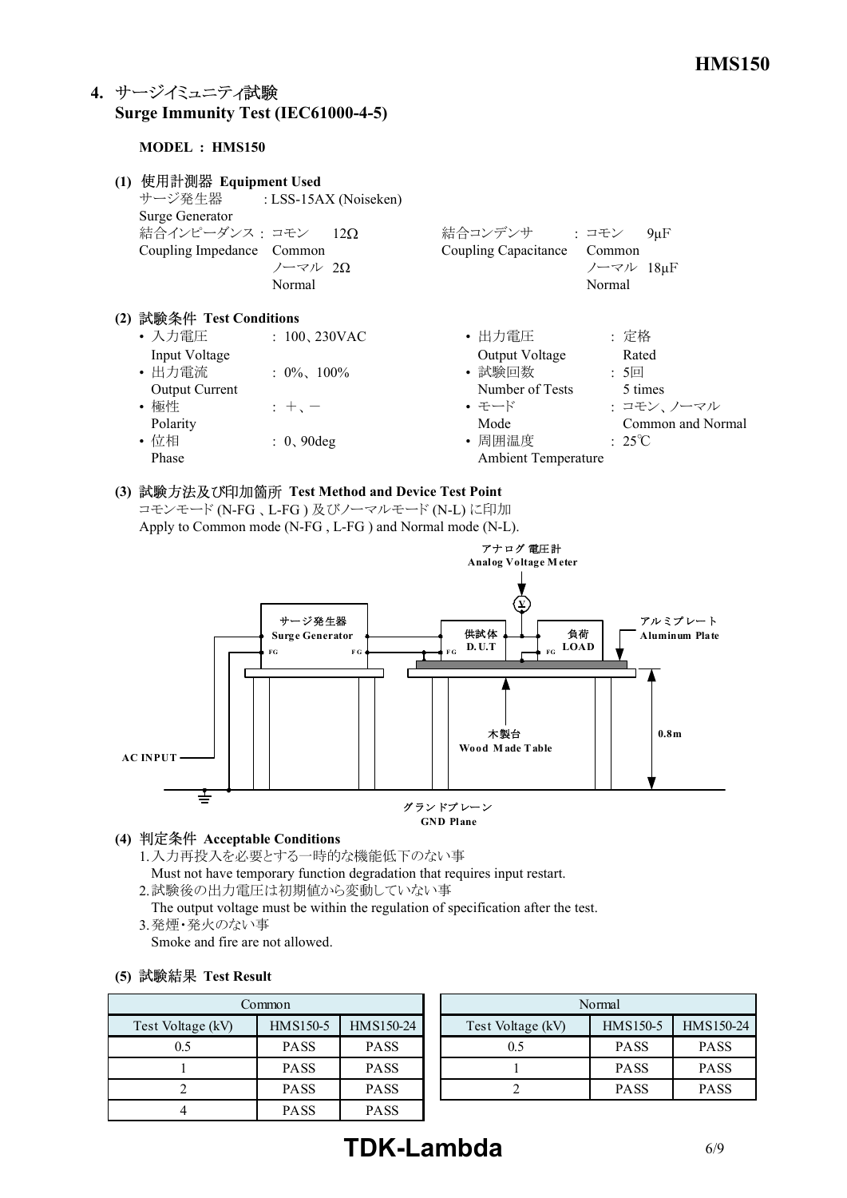## 4. サージイミュニティ試験 Surge Immunity Test (IEC61000-4-5)

**MODEL : HMS150**

**(1) 使用計測器 Equipment Used**

サージ発生器 Surge Generator : LSS-15AX (Noiseken)

結合インピーダンス Coupling Impedance : コモン Common 12Ω, ノーマル Normal 2Ω

結合コンデンサ Coupling Capacitance : コモン Common 9μF, ノーマル Normal 18μF

**(2) 試験条件 Test Conditions**

- 入力電圧 Input Voltage : 100、230VAC
- 出力電流 Output Current : 0%、100%
- 極性 Polarity : +、−
- 位相 Phase : 0、90deg
- 出力電圧 Output Voltage : 定格 Rated
- 試験回数 Number of Tests : 5回 5 times
- モード Mode : コモン、ノーマル Common and Normal
- 周囲温度 Ambient Temperature : 25℃

**(3) 試験方法及び印加箇所 Test Method and Device Test Point**

コモンモード (N-FG 、L-FG ) 及びノーマルモード (N-L) に印加
Apply to Common mode (N-FG , L-FG ) and Normal mode (N-L).

アナログ 電圧計 Analog Voltage Meter
サージ発生器 Surge Generator
供試体 D.U.T
負荷 LOAD
アルミプレート Aluminum Plate
木製台 Wood Made Table
0.8m
AC INPUT
グランドプレーン GND Plane

**(4) 判定条件 Acceptable Conditions**

1. 入力再投入を必要とする一時的な機能低下のない事
   Must not have temporary function degradation that requires input restart.
2. 試験後の出力電圧は初期値から変動していない事
   The output voltage must be within the regulation of specification after the test.
3. 発煙・発火のない事
   Smoke and fire are not allowed.

**(5) 試験結果 Test Result**

| Common | | |
|---|---|---|
| Test Voltage (kV) | HMS150-5 | HMS150-24 |
| 0.5 | PASS | PASS |
| 1 | PASS | PASS |
| 2 | PASS | PASS |
| 4 | PASS | PASS |

| Normal | | |
|---|---|---|
| Test Voltage (kV) | HMS150-5 | HMS150-24 |
| 0.5 | PASS | PASS |
| 1 | PASS | PASS |
| 2 | PASS | PASS |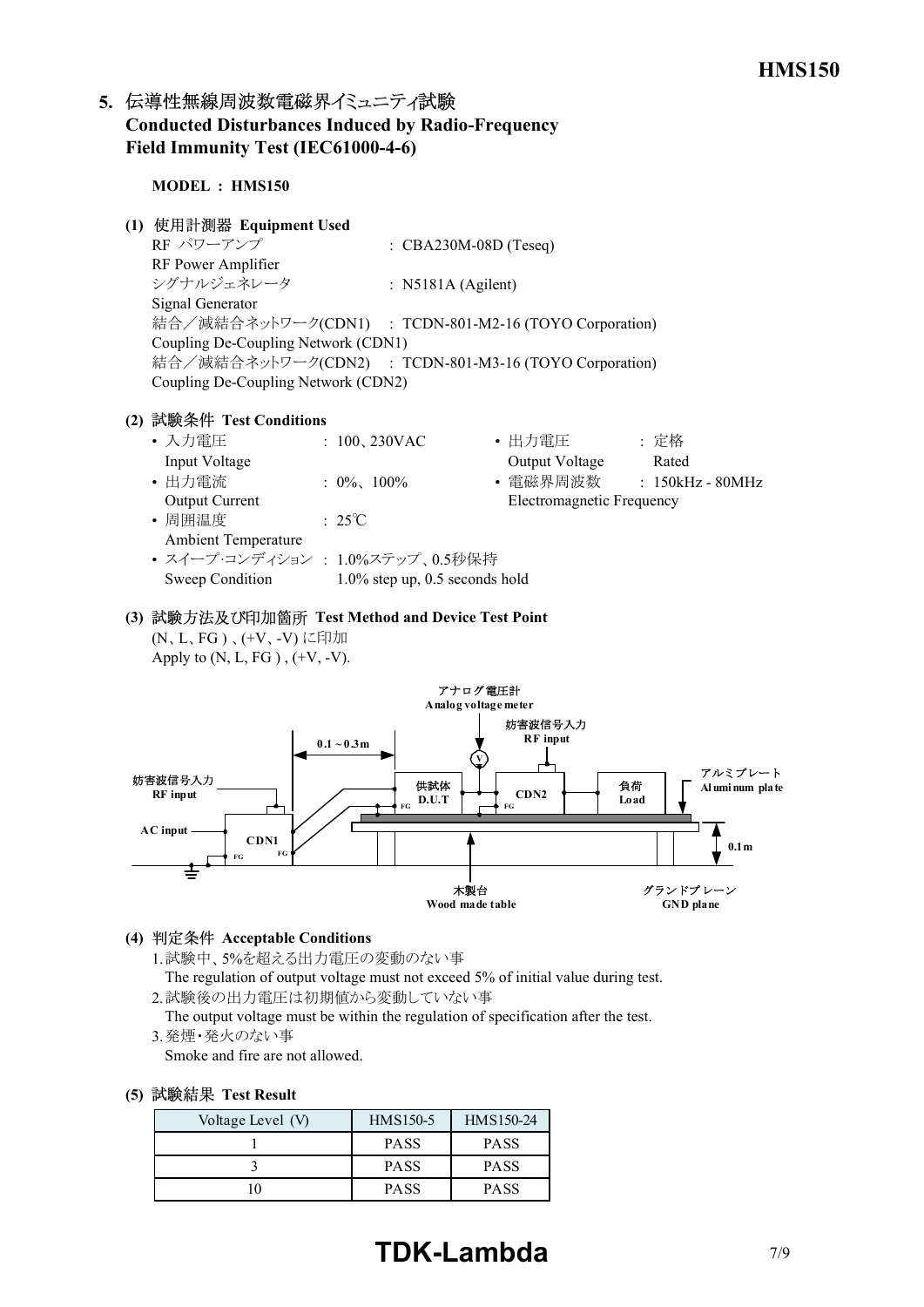## 5. 伝導性無線周波数電磁界イミュニティ試験 Conducted Disturbances Induced by Radio-Frequency Field Immunity Test (IEC61000-4-6)

**MODEL : HMS150**

**(1) 使用計測器 Equipment Used**

RF パワーアンプ / RF Power Amplifier : CBA230M-08D (Teseq)
シグナルジェネレータ / Signal Generator : N5181A (Agilent)
結合／減結合ネットワーク(CDN1) / Coupling De-Coupling Network (CDN1) : TCDN-801-M2-16 (TOYO Corporation)
結合／減結合ネットワーク(CDN2) / Coupling De-Coupling Network (CDN2) : TCDN-801-M3-16 (TOYO Corporation)

**(2) 試験条件 Test Conditions**

- 入力電圧 Input Voltage : 100、230VAC
- 出力電圧 Output Voltage : 定格 Rated
- 出力電流 Output Current : 0%、100%
- 電磁界周波数 Electromagnetic Frequency : 150kHz - 80MHz
- 周囲温度 Ambient Temperature : 25℃
- スイープ･コンディション Sweep Condition : 1.0%ステップ、0.5秒保持 1.0% step up, 0.5 seconds hold

**(3) 試験方法及び印加箇所 Test Method and Device Test Point**

(N、L、FG )、(+V、-V) に印加
Apply to (N, L, FG ) , (+V, -V).

アナログ電圧計 Analog voltage meter
妨害波信号入力 RF input
0.1～0.3m
妨害波信号入力 RF input
AC input
CDN1
FG
供試体 D.U.T
CDN2
負荷 Load
アルミプレート Aluminum plate
0.1m
木製台 Wood made table
グランドプレーン GND plane

**(4) 判定条件 Acceptable Conditions**

1. 試験中、5%を超える出力電圧の変動のない事
   The regulation of output voltage must not exceed 5% of initial value during test.
2. 試験後の出力電圧は初期値から変動していない事
   The output voltage must be within the regulation of specification after the test.
3. 発煙･発火のない事
   Smoke and fire are not allowed.

**(5) 試験結果 Test Result**

| Voltage Level (V) | HMS150-5 | HMS150-24 |
|---|---|---|
| 1 | PASS | PASS |
| 3 | PASS | PASS |
| 10 | PASS | PASS |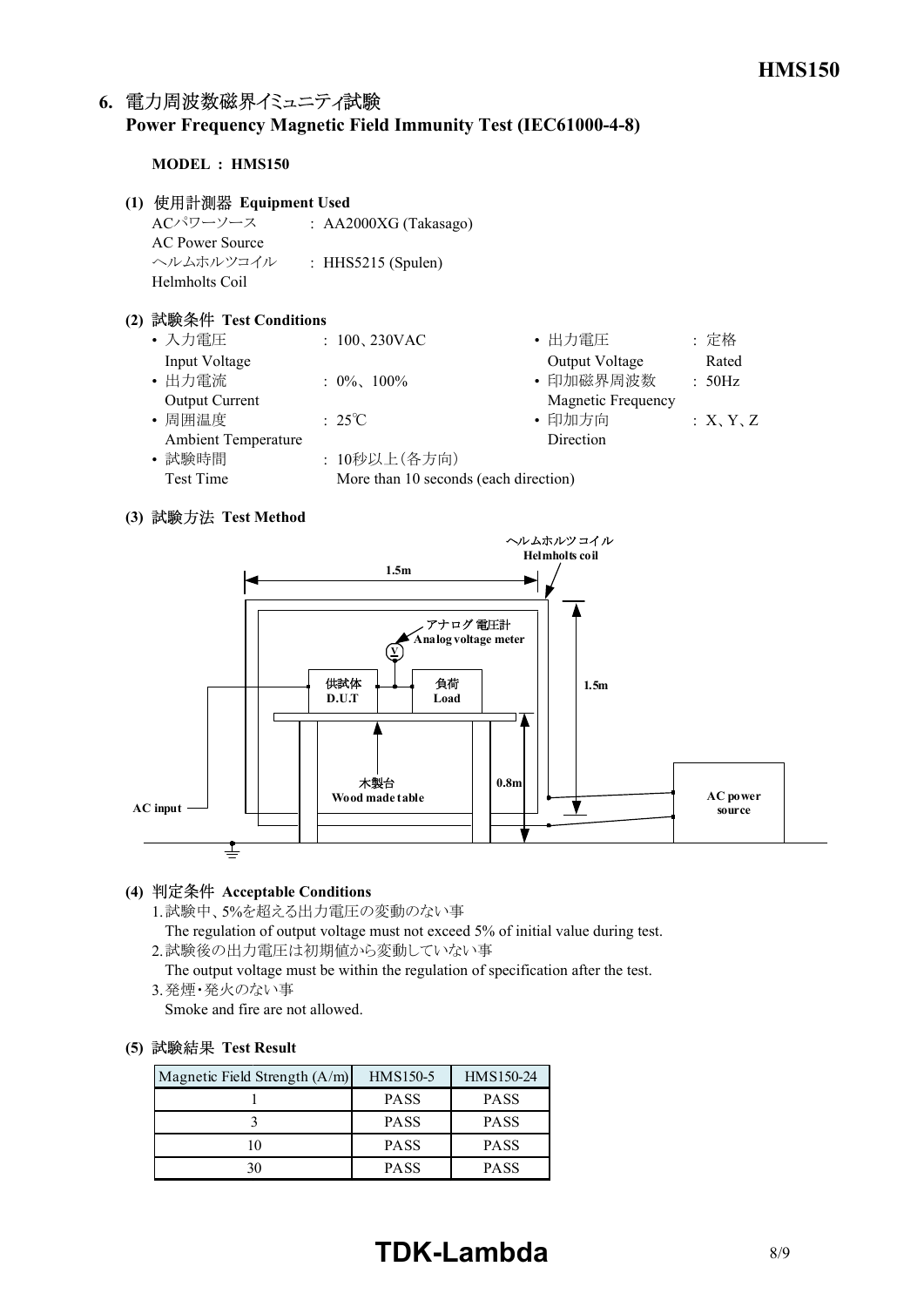## 6. 電力周波数磁界イミュニティ試験
**Power Frequency Magnetic Field Immunity Test (IEC61000-4-8)**

**MODEL : HMS150**

**(1) 使用計測器 Equipment Used**

ACパワーソース : AA2000XG (Takasago)
AC Power Source

ヘルムホルツコイル : HHS5215 (Spulen)
Helmholts Coil

**(2) 試験条件 Test Conditions**

- 入力電圧 Input Voltage : 100、230VAC
- 出力電流 Output Current : 0%、100%
- 周囲温度 Ambient Temperature : 25℃
- 試験時間 Test Time : 10秒以上(各方向) More than 10 seconds (each direction)
- 出力電圧 Output Voltage : 定格 Rated
- 印加磁界周波数 Magnetic Frequency : 50Hz
- 印加方向 Direction : X、Y、Z

**(3) 試験方法 Test Method**

ヘルムホルツコイル Helmholts coil
1.5m
1.5m
アナログ 電圧計 Analog voltage meter
供試体 D.U.T
負荷 Load
0.8m
木製台 Wood made table
AC input
AC power source

**(4) 判定条件 Acceptable Conditions**

1. 試験中、5%を超える出力電圧の変動のない事
   The regulation of output voltage must not exceed 5% of initial value during test.
2. 試験後の出力電圧は初期値から変動していない事
   The output voltage must be within the regulation of specification after the test.
3. 発煙・発火のない事
   Smoke and fire are not allowed.

**(5) 試験結果 Test Result**

| Magnetic Field Strength (A/m) | HMS150-5 | HMS150-24 |
|---|---|---|
| 1 | PASS | PASS |
| 3 | PASS | PASS |
| 10 | PASS | PASS |
| 30 | PASS | PASS |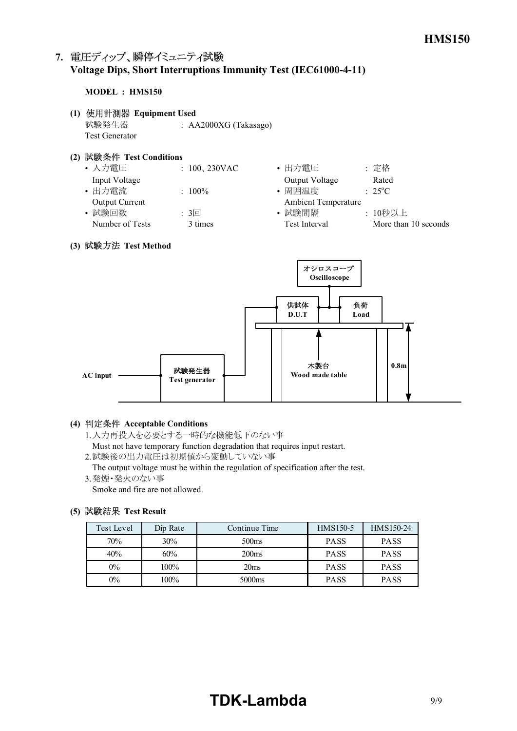## 7. 電圧ディップ、瞬停イミュニティ試験
## Voltage Dips, Short Interruptions Immunity Test (IEC61000-4-11)

**MODEL : HMS150**

**(1) 使用計測器 Equipment Used**

試験発生器 : AA2000XG (Takasago)
Test Generator

**(2) 試験条件 Test Conditions**

- 入力電圧 Input Voltage : 100、230VAC
- 出力電流 Output Current : 100%
- 試験回数 Number of Tests : 3回 3 times
- 出力電圧 Output Voltage : 定格 Rated
- 周囲温度 Ambient Temperature : 25°C
- 試験間隔 Test Interval : 10秒以上 More than 10 seconds

**(3) 試験方法 Test Method**

オシロスコープ
Oscilloscope

供試体
D.U.T

負荷
Load

AC input

試験発生器
Test generator

木製台
Wood made table

0.8m

**(4) 判定条件 Acceptable Conditions**

1. 入力再投入を必要とする一時的な機能低下のない事
   Must not have temporary function degradation that requires input restart.
2. 試験後の出力電圧は初期値から変動していない事
   The output voltage must be within the regulation of specification after the test.
3. 発煙・発火のない事
   Smoke and fire are not allowed.

**(5) 試験結果 Test Result**

| Test Level | Dip Rate | Continue Time | HMS150-5 | HMS150-24 |
|---|---|---|---|---|
| 70% | 30% | 500ms | PASS | PASS |
| 40% | 60% | 200ms | PASS | PASS |
| 0% | 100% | 20ms | PASS | PASS |
| 0% | 100% | 5000ms | PASS | PASS |